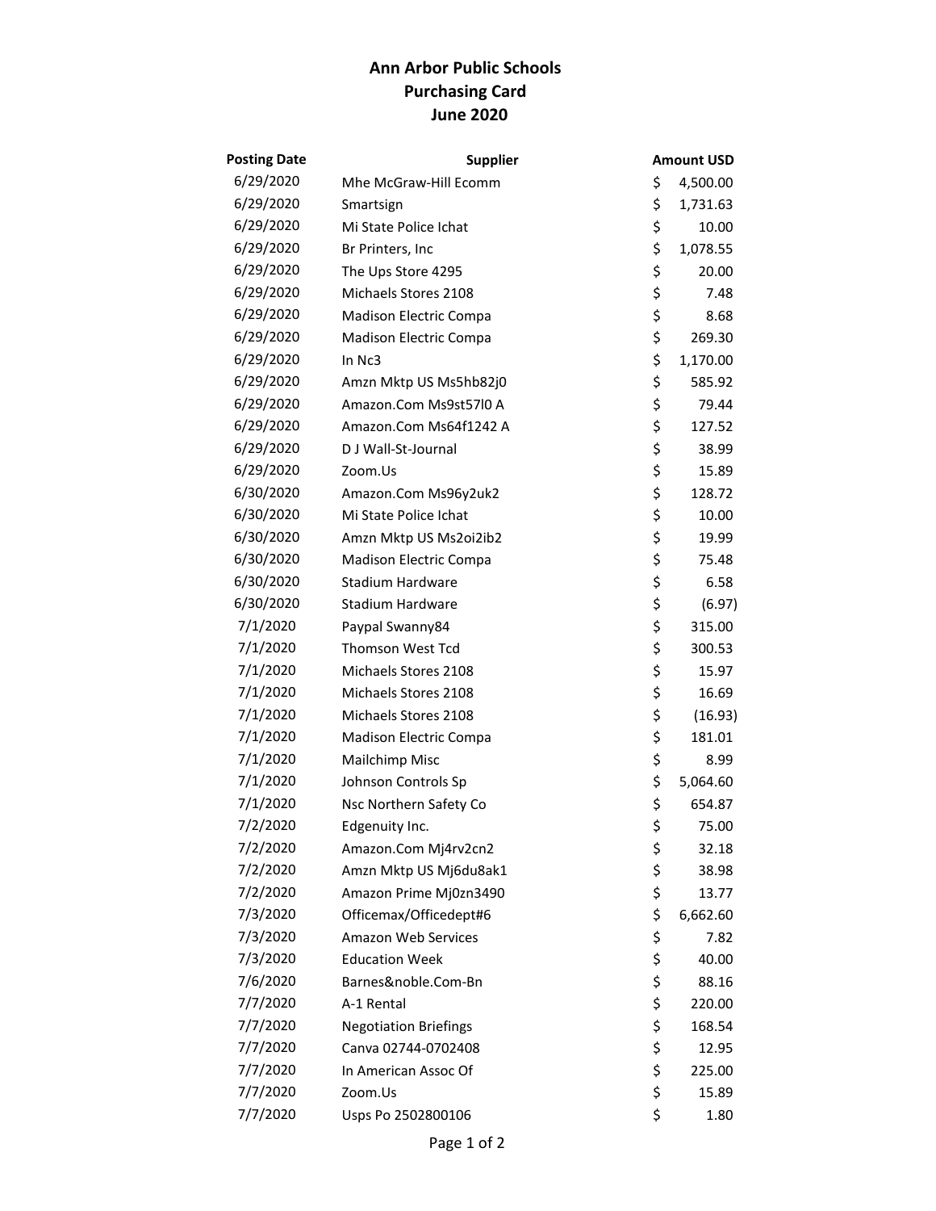# Ann Arbor Public Schools
## Purchasing Card
## June 2020

| Posting Date | Supplier | Amount USD |
|---|---|---|
| 6/29/2020 | Mhe McGraw-Hill Ecomm | $ 4,500.00 |
| 6/29/2020 | Smartsign | $ 1,731.63 |
| 6/29/2020 | Mi State Police Ichat | $ 10.00 |
| 6/29/2020 | Br Printers, Inc | $ 1,078.55 |
| 6/29/2020 | The Ups Store 4295 | $ 20.00 |
| 6/29/2020 | Michaels Stores 2108 | $ 7.48 |
| 6/29/2020 | Madison Electric Compa | $ 8.68 |
| 6/29/2020 | Madison Electric Compa | $ 269.30 |
| 6/29/2020 | In Nc3 | $ 1,170.00 |
| 6/29/2020 | Amzn Mktp US Ms5hb82j0 | $ 585.92 |
| 6/29/2020 | Amazon.Com Ms9st57l0 A | $ 79.44 |
| 6/29/2020 | Amazon.Com Ms64f1242 A | $ 127.52 |
| 6/29/2020 | D J Wall-St-Journal | $ 38.99 |
| 6/29/2020 | Zoom.Us | $ 15.89 |
| 6/30/2020 | Amazon.Com Ms96y2uk2 | $ 128.72 |
| 6/30/2020 | Mi State Police Ichat | $ 10.00 |
| 6/30/2020 | Amzn Mktp US Ms2oi2ib2 | $ 19.99 |
| 6/30/2020 | Madison Electric Compa | $ 75.48 |
| 6/30/2020 | Stadium Hardware | $ 6.58 |
| 6/30/2020 | Stadium Hardware | $ (6.97) |
| 7/1/2020 | Paypal Swanny84 | $ 315.00 |
| 7/1/2020 | Thomson West Tcd | $ 300.53 |
| 7/1/2020 | Michaels Stores 2108 | $ 15.97 |
| 7/1/2020 | Michaels Stores 2108 | $ 16.69 |
| 7/1/2020 | Michaels Stores 2108 | $ (16.93) |
| 7/1/2020 | Madison Electric Compa | $ 181.01 |
| 7/1/2020 | Mailchimp Misc | $ 8.99 |
| 7/1/2020 | Johnson Controls Sp | $ 5,064.60 |
| 7/1/2020 | Nsc Northern Safety Co | $ 654.87 |
| 7/2/2020 | Edgenuity Inc. | $ 75.00 |
| 7/2/2020 | Amazon.Com Mj4rv2cn2 | $ 32.18 |
| 7/2/2020 | Amzn Mktp US Mj6du8ak1 | $ 38.98 |
| 7/2/2020 | Amazon Prime Mj0zn3490 | $ 13.77 |
| 7/3/2020 | Officemax/Officedept#6 | $ 6,662.60 |
| 7/3/2020 | Amazon Web Services | $ 7.82 |
| 7/3/2020 | Education Week | $ 40.00 |
| 7/6/2020 | Barnes&noble.Com-Bn | $ 88.16 |
| 7/7/2020 | A-1 Rental | $ 220.00 |
| 7/7/2020 | Negotiation Briefings | $ 168.54 |
| 7/7/2020 | Canva 02744-0702408 | $ 12.95 |
| 7/7/2020 | In American Assoc Of | $ 225.00 |
| 7/7/2020 | Zoom.Us | $ 15.89 |
| 7/7/2020 | Usps Po 2502800106 | $ 1.80 |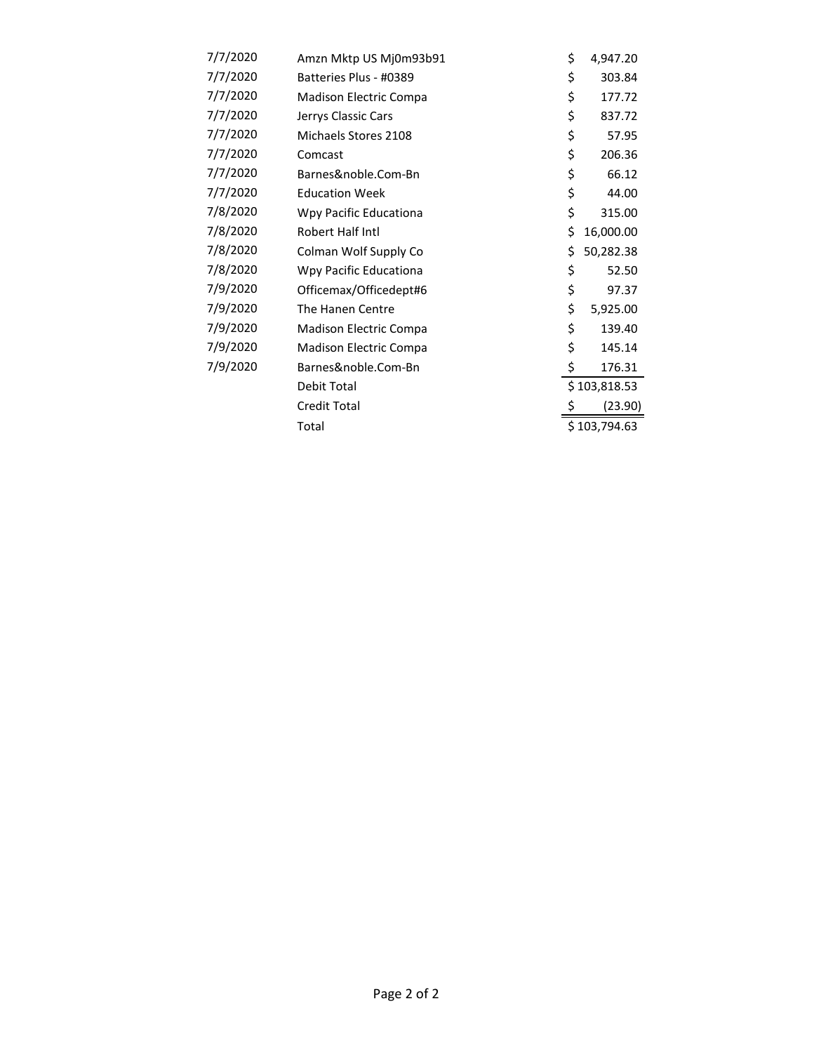| | | |
|---|---|---|
| 7/7/2020 | Amzn Mktp US Mj0m93b91 | $ 4,947.20 |
| 7/7/2020 | Batteries Plus - #0389 | $ 303.84 |
| 7/7/2020 | Madison Electric Compa | $ 177.72 |
| 7/7/2020 | Jerrys Classic Cars | $ 837.72 |
| 7/7/2020 | Michaels Stores 2108 | $ 57.95 |
| 7/7/2020 | Comcast | $ 206.36 |
| 7/7/2020 | Barnes&noble.Com-Bn | $ 66.12 |
| 7/7/2020 | Education Week | $ 44.00 |
| 7/8/2020 | Wpy Pacific Educationa | $ 315.00 |
| 7/8/2020 | Robert Half Intl | $ 16,000.00 |
| 7/8/2020 | Colman Wolf Supply Co | $ 50,282.38 |
| 7/8/2020 | Wpy Pacific Educationa | $ 52.50 |
| 7/9/2020 | Officemax/Officedept#6 | $ 97.37 |
| 7/9/2020 | The Hanen Centre | $ 5,925.00 |
| 7/9/2020 | Madison Electric Compa | $ 139.40 |
| 7/9/2020 | Madison Electric Compa | $ 145.14 |
| 7/9/2020 | Barnes&noble.Com-Bn | $ 176.31 |
| | Debit Total | $ 103,818.53 |
| | Credit Total | $ (23.90) |
| | Total | $ 103,794.63 |